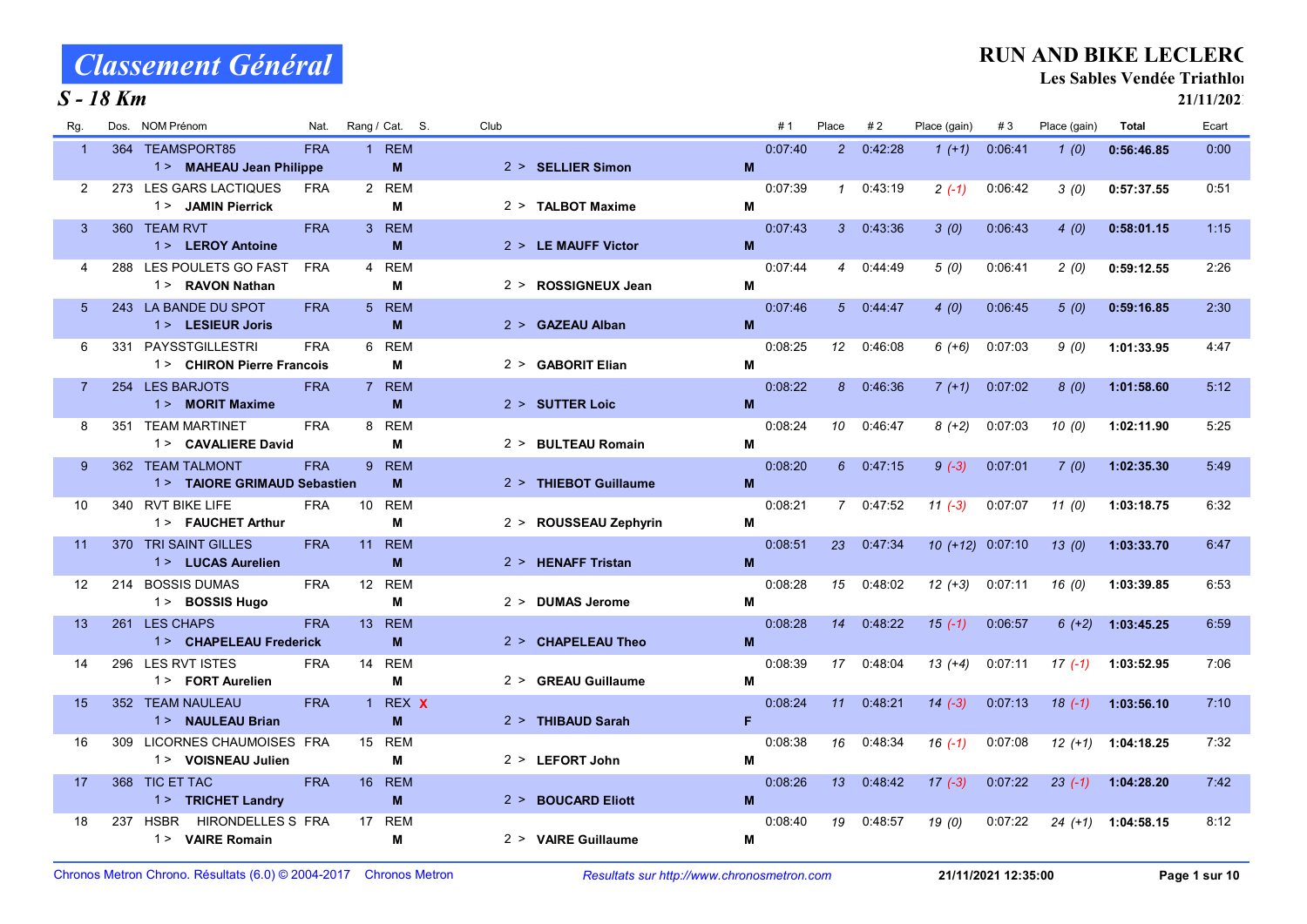# Classement Général

## S - 18 Km

**RUN AND BIKE LECLERC**
**Les Sables Vendée Triathlon**
**21/11/2021**

| Rg. | Dos. | NOM Prénom | Nat. | Rang / Cat. | S. | Club | | #1 | Place | #2 | Place (gain) | #3 | Place (gain) | Total | Ecart |
|---|---|---|---|---|---|---|---|---|---|---|---|---|---|---|---|
| 1 | 364 | TEAMSPORT85 | FRA | 1 REM | | | | 0:07:40 | 2 | 0:42:28 | 1 (+1) | 0:06:41 | 1 (0) | 0:56:46.85 | 0:00 |
| | | 1 > **MAHEAU Jean Philippe** | | **M** | | 2 > **SELLIER Simon** | **M** | | | | | | | | |
| 2 | 273 | LES GARS LACTIQUES | FRA | 2 REM | | | | 0:07:39 | 1 | 0:43:19 | 2 (-1) | 0:06:42 | 3 (0) | 0:57:37.55 | 0:51 |
| | | 1 > **JAMIN Pierrick** | | **M** | | 2 > **TALBOT Maxime** | **M** | | | | | | | | |
| 3 | 360 | TEAM RVT | FRA | 3 REM | | | | 0:07:43 | 3 | 0:43:36 | 3 (0) | 0:06:43 | 4 (0) | 0:58:01.15 | 1:15 |
| | | 1 > **LEROY Antoine** | | **M** | | 2 > **LE MAUFF Victor** | **M** | | | | | | | | |
| 4 | 288 | LES POULETS GO FAST | FRA | 4 REM | | | | 0:07:44 | 4 | 0:44:49 | 5 (0) | 0:06:41 | 2 (0) | 0:59:12.55 | 2:26 |
| | | 1 > **RAVON Nathan** | | **M** | | 2 > **ROSSIGNEUX Jean** | **M** | | | | | | | | |
| 5 | 243 | LA BANDE DU SPOT | FRA | 5 REM | | | | 0:07:46 | 5 | 0:44:47 | 4 (0) | 0:06:45 | 5 (0) | 0:59:16.85 | 2:30 |
| | | 1 > **LESIEUR Joris** | | **M** | | 2 > **GAZEAU Alban** | **M** | | | | | | | | |
| 6 | 331 | PAYSSTGILLESTRI | FRA | 6 REM | | | | 0:08:25 | 12 | 0:46:08 | 6 (+6) | 0:07:03 | 9 (0) | 1:01:33.95 | 4:47 |
| | | 1 > **CHIRON Pierre Francois** | | **M** | | 2 > **GABORIT Elian** | **M** | | | | | | | | |
| 7 | 254 | LES BARJOTS | FRA | 7 REM | | | | 0:08:22 | 8 | 0:46:36 | 7 (+1) | 0:07:02 | 8 (0) | 1:01:58.60 | 5:12 |
| | | 1 > **MORIT Maxime** | | **M** | | 2 > **SUTTER Loic** | **M** | | | | | | | | |
| 8 | 351 | TEAM MARTINET | FRA | 8 REM | | | | 0:08:24 | 10 | 0:46:47 | 8 (+2) | 0:07:03 | 10 (0) | 1:02:11.90 | 5:25 |
| | | 1 > **CAVALIERE David** | | **M** | | 2 > **BULTEAU Romain** | **M** | | | | | | | | |
| 9 | 362 | TEAM TALMONT | FRA | 9 REM | | | | 0:08:20 | 6 | 0:47:15 | 9 (-3) | 0:07:01 | 7 (0) | 1:02:35.30 | 5:49 |
| | | 1 > **TAIORE GRIMAUD Sebastien** | | **M** | | 2 > **THIEBOT Guillaume** | **M** | | | | | | | | |
| 10 | 340 | RVT BIKE LIFE | FRA | 10 REM | | | | 0:08:21 | 7 | 0:47:52 | 11 (-3) | 0:07:07 | 11 (0) | 1:03:18.75 | 6:32 |
| | | 1 > **FAUCHET Arthur** | | **M** | | 2 > **ROUSSEAU Zephyrin** | **M** | | | | | | | | |
| 11 | 370 | TRI SAINT GILLES | FRA | 11 REM | | | | 0:08:51 | 23 | 0:47:34 | 10 (+12) | 0:07:10 | 13 (0) | 1:03:33.70 | 6:47 |
| | | 1 > **LUCAS Aurelien** | | **M** | | 2 > **HENAFF Tristan** | **M** | | | | | | | | |
| 12 | 214 | BOSSIS DUMAS | FRA | 12 REM | | | | 0:08:28 | 15 | 0:48:02 | 12 (+3) | 0:07:11 | 16 (0) | 1:03:39.85 | 6:53 |
| | | 1 > **BOSSIS Hugo** | | **M** | | 2 > **DUMAS Jerome** | **M** | | | | | | | | |
| 13 | 261 | LES CHAPS | FRA | 13 REM | | | | 0:08:28 | 14 | 0:48:22 | 15 (-1) | 0:06:57 | 6 (+2) | 1:03:45.25 | 6:59 |
| | | 1 > **CHAPELEAU Frederick** | | **M** | | 2 > **CHAPELEAU Theo** | **M** | | | | | | | | |
| 14 | 296 | LES RVT ISTES | FRA | 14 REM | | | | 0:08:39 | 17 | 0:48:04 | 13 (+4) | 0:07:11 | 17 (-1) | 1:03:52.95 | 7:06 |
| | | 1 > **FORT Aurelien** | | **M** | | 2 > **GREAU Guillaume** | **M** | | | | | | | | |
| 15 | 352 | TEAM NAULEAU | FRA | 1 REX | X | | | 0:08:24 | 11 | 0:48:21 | 14 (-3) | 0:07:13 | 18 (-1) | 1:03:56.10 | 7:10 |
| | | 1 > **NAULEAU Brian** | | **M** | | 2 > **THIBAUD Sarah** | **F** | | | | | | | | |
| 16 | 309 | LICORNES CHAUMOISES | FRA | 15 REM | | | | 0:08:38 | 16 | 0:48:34 | 16 (-1) | 0:07:08 | 12 (+1) | 1:04:18.25 | 7:32 |
| | | 1 > **VOISNEAU Julien** | | **M** | | 2 > **LEFORT John** | **M** | | | | | | | | |
| 17 | 368 | TIC ET TAC | FRA | 16 REM | | | | 0:08:26 | 13 | 0:48:42 | 17 (-3) | 0:07:22 | 23 (-1) | 1:04:28.20 | 7:42 |
| | | 1 > **TRICHET Landry** | | **M** | | 2 > **BOUCARD Eliott** | **M** | | | | | | | | |
| 18 | 237 | HSBR HIRONDELLES S | FRA | 17 REM | | | | 0:08:40 | 19 | 0:48:57 | 19 (0) | 0:07:22 | 24 (+1) | 1:04:58.15 | 8:12 |
| | | 1 > **VAIRE Romain** | | **M** | | 2 > **VAIRE Guillaume** | **M** | | | | | | | | |

Chronos Metron Chrono. Résultats (6.0) © 2004-2017 Chronos Metron — *Resultats sur http://www.chronosmetron.com* — **21/11/2021 12:35:00**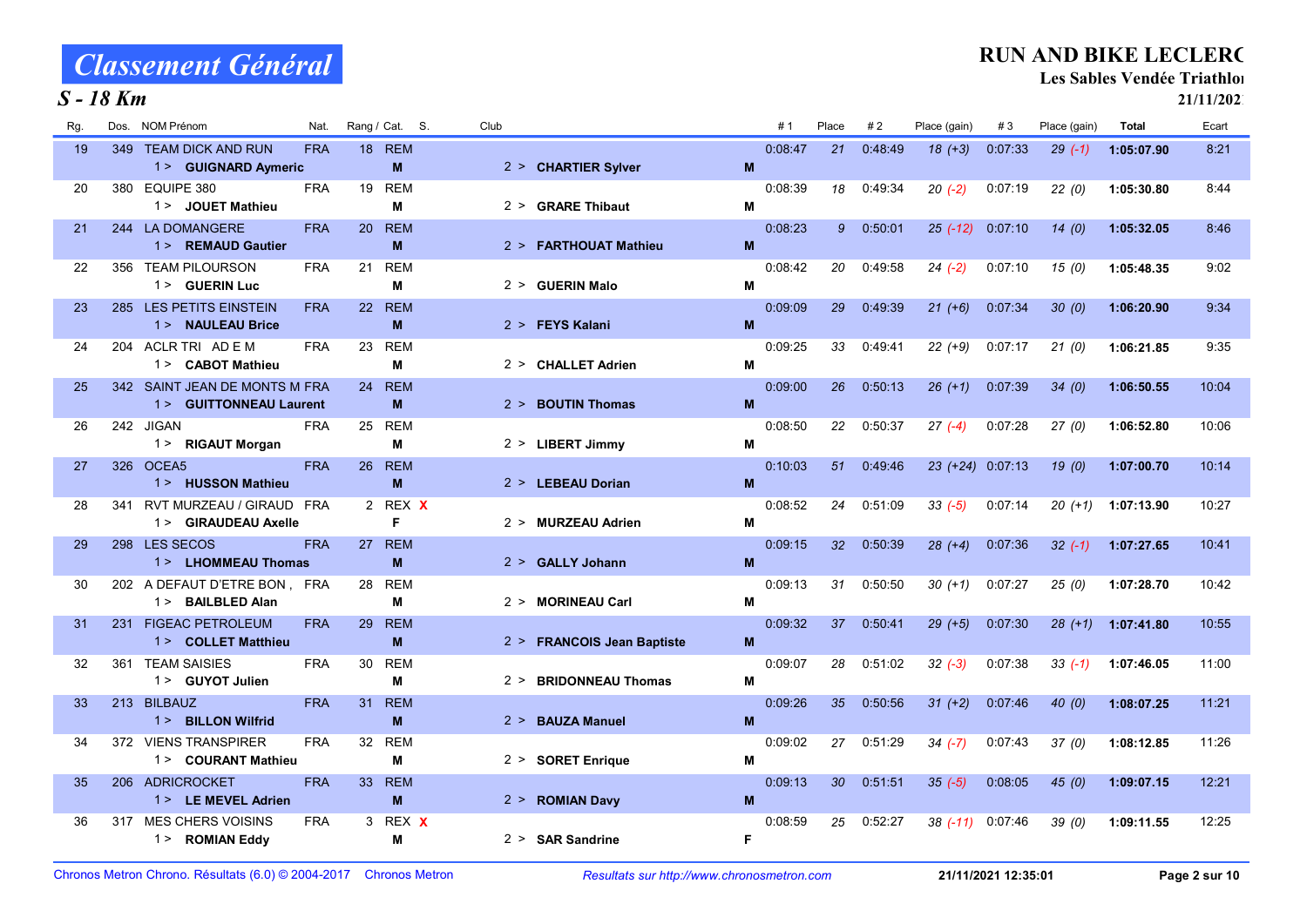# Classement Général

## S - 18 Km

**RUN AND BIKE LECLERC**

**Les Sables Vendée Triathlon**

**21/11/2021**

| Rg. | Dos. | NOM Prénom | Nat. | Rang / Cat. | S. | Club | #1 | Place | #2 | Place (gain) | #3 | Place (gain) | Total | Ecart |
|---|---|---|---|---|---|---|---|---|---|---|---|---|---|---|
| 19 | 349 | TEAM DICK AND RUN | FRA | 18 REM | | | 0:08:47 | 21 | 0:48:49 | 18 (+3) | 0:07:33 | 29 (-1) | **1:05:07.90** | 8:21 |
| | | 1 > **GUIGNARD Aymeric** | | M | | 2 > **CHARTIER Sylver** M | | | | | | | | |
| 20 | 380 | EQUIPE 380 | FRA | 19 REM | | | 0:08:39 | 18 | 0:49:34 | 20 (-2) | 0:07:19 | 22 (0) | **1:05:30.80** | 8:44 |
| | | 1 > **JOUET Mathieu** | | M | | 2 > **GRARE Thibaut** M | | | | | | | | |
| 21 | 244 | LA DOMANGERE | FRA | 20 REM | | | 0:08:23 | 9 | 0:50:01 | 25 (-12) | 0:07:10 | 14 (0) | **1:05:32.05** | 8:46 |
| | | 1 > **REMAUD Gautier** | | M | | 2 > **FARTHOUAT Mathieu** M | | | | | | | | |
| 22 | 356 | TEAM PILOURSON | FRA | 21 REM | | | 0:08:42 | 20 | 0:49:58 | 24 (-2) | 0:07:10 | 15 (0) | **1:05:48.35** | 9:02 |
| | | 1 > **GUERIN Luc** | | M | | 2 > **GUERIN Malo** M | | | | | | | | |
| 23 | 285 | LES PETITS EINSTEIN | FRA | 22 REM | | | 0:09:09 | 29 | 0:49:39 | 21 (+6) | 0:07:34 | 30 (0) | **1:06:20.90** | 9:34 |
| | | 1 > **NAULEAU Brice** | | M | | 2 > **FEYS Kalani** M | | | | | | | | |
| 24 | 204 | ACLR TRI AD E M | FRA | 23 REM | | | 0:09:25 | 33 | 0:49:41 | 22 (+9) | 0:07:17 | 21 (0) | **1:06:21.85** | 9:35 |
| | | 1 > **CABOT Mathieu** | | M | | 2 > **CHALLET Adrien** M | | | | | | | | |
| 25 | 342 | SAINT JEAN DE MONTS M | FRA | 24 REM | | | 0:09:00 | 26 | 0:50:13 | 26 (+1) | 0:07:39 | 34 (0) | **1:06:50.55** | 10:04 |
| | | 1 > **GUITTONNEAU Laurent** | | M | | 2 > **BOUTIN Thomas** M | | | | | | | | |
| 26 | 242 | JIGAN | FRA | 25 REM | | | 0:08:50 | 22 | 0:50:37 | 27 (-4) | 0:07:28 | 27 (0) | **1:06:52.80** | 10:06 |
| | | 1 > **RIGAUT Morgan** | | M | | 2 > **LIBERT Jimmy** M | | | | | | | | |
| 27 | 326 | OCEA5 | FRA | 26 REM | | | 0:10:03 | 51 | 0:49:46 | 23 (+24) | 0:07:13 | 19 (0) | **1:07:00.70** | 10:14 |
| | | 1 > **HUSSON Mathieu** | | M | | 2 > **LEBEAU Dorian** M | | | | | | | | |
| 28 | 341 | RVT MURZEAU / GIRAUD | FRA | 2 REX | X | | 0:08:52 | 24 | 0:51:09 | 33 (-5) | 0:07:14 | 20 (+1) | **1:07:13.90** | 10:27 |
| | | 1 > **GIRAUDEAU Axelle** | | F | | 2 > **MURZEAU Adrien** M | | | | | | | | |
| 29 | 298 | LES SECOS | FRA | 27 REM | | | 0:09:15 | 32 | 0:50:39 | 28 (+4) | 0:07:36 | 32 (-1) | **1:07:27.65** | 10:41 |
| | | 1 > **LHOMMEAU Thomas** | | M | | 2 > **GALLY Johann** M | | | | | | | | |
| 30 | 202 | A DEFAUT D'ETRE BON , | FRA | 28 REM | | | 0:09:13 | 31 | 0:50:50 | 30 (+1) | 0:07:27 | 25 (0) | **1:07:28.70** | 10:42 |
| | | 1 > **BAILBLED Alan** | | M | | 2 > **MORINEAU Carl** M | | | | | | | | |
| 31 | 231 | FIGEAC PETROLEUM | FRA | 29 REM | | | 0:09:32 | 37 | 0:50:41 | 29 (+5) | 0:07:30 | 28 (+1) | **1:07:41.80** | 10:55 |
| | | 1 > **COLLET Matthieu** | | M | | 2 > **FRANCOIS Jean Baptiste** M | | | | | | | | |
| 32 | 361 | TEAM SAISIES | FRA | 30 REM | | | 0:09:07 | 28 | 0:51:02 | 32 (-3) | 0:07:38 | 33 (-1) | **1:07:46.05** | 11:00 |
| | | 1 > **GUYOT Julien** | | M | | 2 > **BRIDONNEAU Thomas** M | | | | | | | | |
| 33 | 213 | BILBAUZ | FRA | 31 REM | | | 0:09:26 | 35 | 0:50:56 | 31 (+2) | 0:07:46 | 40 (0) | **1:08:07.25** | 11:21 |
| | | 1 > **BILLON Wilfrid** | | M | | 2 > **BAUZA Manuel** M | | | | | | | | |
| 34 | 372 | VIENS TRANSPIRER | FRA | 32 REM | | | 0:09:02 | 27 | 0:51:29 | 34 (-7) | 0:07:43 | 37 (0) | **1:08:12.85** | 11:26 |
| | | 1 > **COURANT Mathieu** | | M | | 2 > **SORET Enrique** M | | | | | | | | |
| 35 | 206 | ADRICROCKET | FRA | 33 REM | | | 0:09:13 | 30 | 0:51:51 | 35 (-5) | 0:08:05 | 45 (0) | **1:09:07.15** | 12:21 |
| | | 1 > **LE MEVEL Adrien** | | M | | 2 > **ROMIAN Davy** M | | | | | | | | |
| 36 | 317 | MES CHERS VOISINS | FRA | 3 REX | X | | 0:08:59 | 25 | 0:52:27 | 38 (-11) | 0:07:46 | 39 (0) | **1:09:11.55** | 12:25 |
| | | 1 > **ROMIAN Eddy** | | M | | 2 > **SAR Sandrine** F | | | | | | | | |

Chronos Metron Chrono. Résultats (6.0) © 2004-2017 Chronos Metron — *Resultats sur http://www.chronosmetron.com* — **21/11/2021 12:35:01**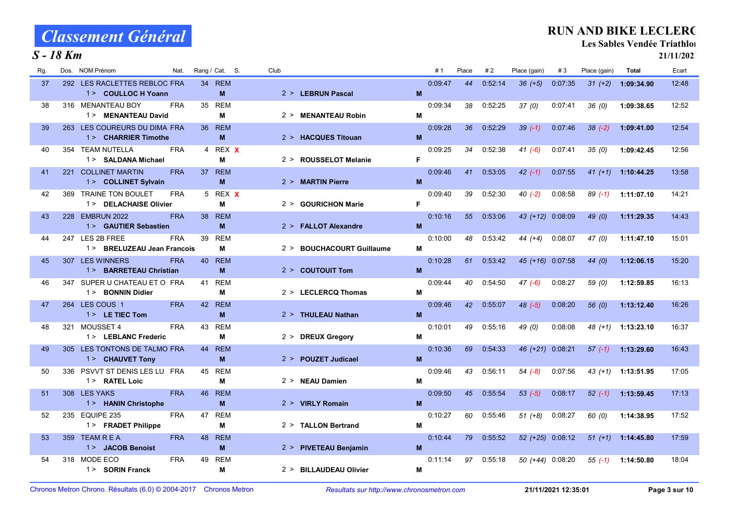# Classement Général

## S - 18 Km

**RUN AND BIKE LECLERC**
**Les Sables Vendée Triathlon**
**21/11/2021**

| Rg. | Dos. | NOM Prénom | Nat. | Rang / Cat. | S. | Club | #1 | Place | #2 | Place (gain) | #3 | Place (gain) | Total | Ecart |
|---|---|---|---|---|---|---|---|---|---|---|---|---|---|---|
| 37 | 292 | LES RACLETTES REBLOC<br>1 > **COULLOC H Yoann** / 2 > **LEBRUN Pascal** | FRA | 34 REM | M / M | | 0:09:47 | 44 | 0:52:14 | 36 (+5) | 0:07:35 | 31 (+2) | **1:09:34.90** | 12:48 |
| 38 | 316 | MENANTEAU BOY<br>1 > **MENANTEAU David** / 2 > **MENANTEAU Robin** | FRA | 35 REM | M / M | | 0:09:34 | 38 | 0:52:25 | 37 (0) | 0:07:41 | 36 (0) | **1:09:38.65** | 12:52 |
| 39 | 263 | LES COUREURS DU DIMA<br>1 > **CHARRIER Timothe** / 2 > **HACQUES Titouan** | FRA | 36 REM | M / M | | 0:09:28 | 36 | 0:52:29 | 39 (-1) | 0:07:46 | 38 (-2) | **1:09:41.00** | 12:54 |
| 40 | 354 | TEAM NUTELLA<br>1 > **SALDANA Michael** / 2 > **ROUSSELOT Melanie** | FRA | 4 REX X | M / F | | 0:09:25 | 34 | 0:52:38 | 41 (-6) | 0:07:41 | 35 (0) | **1:09:42.45** | 12:56 |
| 41 | 221 | COLLINET MARTIN<br>1 > **COLLINET Sylvain** / 2 > **MARTIN Pierre** | FRA | 37 REM | M / M | | 0:09:46 | 41 | 0:53:05 | 42 (-1) | 0:07:55 | 41 (+1) | **1:10:44.25** | 13:58 |
| 42 | 369 | TRAINE TON BOULET<br>1 > **DELACHAISE Olivier** / 2 > **GOURICHON Marie** | FRA | 5 REX X | M / F | | 0:09:40 | 39 | 0:52:30 | 40 (-2) | 0:08:58 | 89 (-1) | **1:11:07.10** | 14:21 |
| 43 | 228 | EMBRUN 2022<br>1 > **GAUTIER Sebastien** / 2 > **FALLOT Alexandre** | FRA | 38 REM | M / M | | 0:10:16 | 55 | 0:53:06 | 43 (+12) | 0:08:09 | 49 (0) | **1:11:29.35** | 14:43 |
| 44 | 247 | LES 2B FREE<br>1 > **BRELUZEAU Jean Francois** / 2 > **BOUCHACOURT Guillaume** | FRA | 39 REM | M / M | | 0:10:00 | 48 | 0:53:42 | 44 (+4) | 0:08:07 | 47 (0) | **1:11:47.10** | 15:01 |
| 45 | 307 | LES WINNERS<br>1 > **BARRETEAU Christian** / 2 > **COUTOUIT Tom** | FRA | 40 REM | M / M | | 0:10:28 | 61 | 0:53:42 | 45 (+16) | 0:07:58 | 44 (0) | **1:12:06.15** | 15:20 |
| 46 | 347 | SUPER U CHATEAU ET O<br>1 > **BONNIN Didier** / 2 > **LECLERCQ Thomas** | FRA | 41 REM | M / M | | 0:09:44 | 40 | 0:54:50 | 47 (-6) | 0:08:27 | 59 (0) | **1:12:59.85** | 16:13 |
| 47 | 264 | LES COUS 1<br>1 > **LE TIEC Tom** / 2 > **THULEAU Nathan** | FRA | 42 REM | M / M | | 0:09:46 | 42 | 0:55:07 | 48 (-5) | 0:08:20 | 56 (0) | **1:13:12.40** | 16:26 |
| 48 | 321 | MOUSSET 4<br>1 > **LEBLANC Frederic** / 2 > **DREUX Gregory** | FRA | 43 REM | M / M | | 0:10:01 | 49 | 0:55:16 | 49 (0) | 0:08:08 | 48 (+1) | **1:13:23.10** | 16:37 |
| 49 | 305 | LES TONTONS DE TALMO<br>1 > **CHAUVET Tony** / 2 > **POUZET Judicael** | FRA | 44 REM | M / M | | 0:10:36 | 69 | 0:54:33 | 46 (+21) | 0:08:21 | 57 (-1) | **1:13:29.60** | 16:43 |
| 50 | 336 | PSVVT ST DENIS LES LU<br>1 > **RATEL Loic** / 2 > **NEAU Damien** | FRA | 45 REM | M / M | | 0:09:46 | 43 | 0:56:11 | 54 (-8) | 0:07:56 | 43 (+1) | **1:13:51.95** | 17:05 |
| 51 | 308 | LES YAKS<br>1 > **HANIN Christophe** / 2 > **VIRLY Romain** | FRA | 46 REM | M / M | | 0:09:50 | 45 | 0:55:54 | 53 (-5) | 0:08:17 | 52 (-1) | **1:13:59.45** | 17:13 |
| 52 | 235 | EQUIPE 235<br>1 > **FRADET Philippe** / 2 > **TALLON Bertrand** | FRA | 47 REM | M / M | | 0:10:27 | 60 | 0:55:46 | 51 (+8) | 0:08:27 | 60 (0) | **1:14:38.95** | 17:52 |
| 53 | 359 | TEAM R E A<br>1 > **JACOB Benoist** / 2 > **PIVETEAU Benjamin** | FRA | 48 REM | M / M | | 0:10:44 | 79 | 0:55:52 | 52 (+25) | 0:08:12 | 51 (+1) | **1:14:45.80** | 17:59 |
| 54 | 318 | MODE ECO<br>1 > **SORIN Franck** / 2 > **BILLAUDEAU Olivier** | FRA | 49 REM | M / M | | 0:11:14 | 97 | 0:55:18 | 50 (+44) | 0:08:20 | 55 (-1) | **1:14:50.80** | 18:04 |

Chronos Metron Chrono. Résultats (6.0) © 2004-2017 Chronos Metron — Resultats sur http://www.chronosmetron.com — 21/11/2021 12:35:01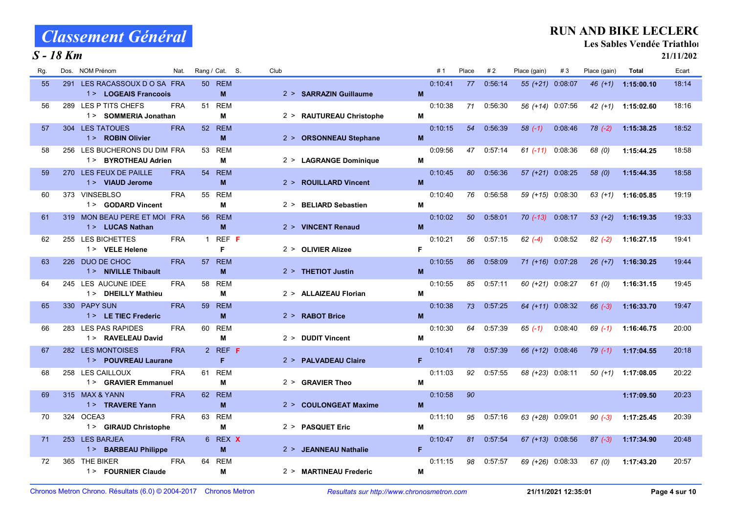# Classement Général

## S - 18 Km

**RUN AND BIKE LECLERC**
**Les Sables Vendée Triathlon**
**21/11/2021**

| Rg. | Dos. | NOM Prénom | Nat. | Rang / Cat. | S. | Club | | #1 | Place | #2 | Place (gain) | #3 | Place (gain) | Total | Ecart |
|---|---|---|---|---|---|---|---|---|---|---|---|---|---|---|---|
| 55 | 291 | LES RACASSOUX D O SA | FRA | 50 REM | | | | 0:10:41 | 77 | 0:56:14 | 55 (+21) | 0:08:07 | 46 (+1) | **1:15:00.10** | 18:14 |
| | | 1 > **LOGEAIS Francoois** | | M | | 2 > **SARRAZIN Guillaume** | M | | | | | | | | |
| 56 | 289 | LES P TITS CHEFS | FRA | 51 REM | | | | 0:10:38 | 71 | 0:56:30 | 56 (+14) | 0:07:56 | 42 (+1) | **1:15:02.60** | 18:16 |
| | | 1 > **SOMMERIA Jonathan** | | M | | 2 > **RAUTUREAU Christophe** | M | | | | | | | | |
| 57 | 304 | LES TATOUES | FRA | 52 REM | | | | 0:10:15 | 54 | 0:56:39 | 58 (-1) | 0:08:46 | 78 (-2) | **1:15:38.25** | 18:52 |
| | | 1 > **ROBIN Olivier** | | M | | 2 > **ORSONNEAU Stephane** | M | | | | | | | | |
| 58 | 256 | LES BUCHERONS DU DIM | FRA | 53 REM | | | | 0:09:56 | 47 | 0:57:14 | 61 (-11) | 0:08:36 | 68 (0) | **1:15:44.25** | 18:58 |
| | | 1 > **BYROTHEAU Adrien** | | M | | 2 > **LAGRANGE Dominique** | M | | | | | | | | |
| 59 | 270 | LES FEUX DE PAILLE | FRA | 54 REM | | | | 0:10:45 | 80 | 0:56:36 | 57 (+21) | 0:08:25 | 58 (0) | **1:15:44.35** | 18:58 |
| | | 1 > **VIAUD Jerome** | | M | | 2 > **ROUILLARD Vincent** | M | | | | | | | | |
| 60 | 373 | VINSEBLSO | FRA | 55 REM | | | | 0:10:40 | 76 | 0:56:58 | 59 (+15) | 0:08:30 | 63 (+1) | **1:16:05.85** | 19:19 |
| | | 1 > **GODARD Vincent** | | M | | 2 > **BELIARD Sebastien** | M | | | | | | | | |
| 61 | 319 | MON BEAU PERE ET MOI | FRA | 56 REM | | | | 0:10:02 | 50 | 0:58:01 | 70 (-13) | 0:08:17 | 53 (+2) | **1:16:19.35** | 19:33 |
| | | 1 > **LUCAS Nathan** | | M | | 2 > **VINCENT Renaud** | M | | | | | | | | |
| 62 | 255 | LES BICHETTES | FRA | 1 REF | F | | | 0:10:21 | 56 | 0:57:15 | 62 (-4) | 0:08:52 | 82 (-2) | **1:16:27.15** | 19:41 |
| | | 1 > **VELE Helene** | | F | | 2 > **OLIVIER Alizee** | F | | | | | | | | |
| 63 | 226 | DUO DE CHOC | FRA | 57 REM | | | | 0:10:55 | 86 | 0:58:09 | 71 (+16) | 0:07:28 | 26 (+7) | **1:16:30.25** | 19:44 |
| | | 1 > **NIVILLE Thibault** | | M | | 2 > **THETIOT Justin** | M | | | | | | | | |
| 64 | 245 | LES AUCUNE IDEE | FRA | 58 REM | | | | 0:10:55 | 85 | 0:57:11 | 60 (+21) | 0:08:27 | 61 (0) | **1:16:31.15** | 19:45 |
| | | 1 > **DHEILLY Mathieu** | | M | | 2 > **ALLAIZEAU Florian** | M | | | | | | | | |
| 65 | 330 | PAPY SUN | FRA | 59 REM | | | | 0:10:38 | 73 | 0:57:25 | 64 (+11) | 0:08:32 | 66 (-3) | **1:16:33.70** | 19:47 |
| | | 1 > **LE TIEC Frederic** | | M | | 2 > **RABOT Brice** | M | | | | | | | | |
| 66 | 283 | LES PAS RAPIDES | FRA | 60 REM | | | | 0:10:30 | 64 | 0:57:39 | 65 (-1) | 0:08:40 | 69 (-1) | **1:16:46.75** | 20:00 |
| | | 1 > **RAVELEAU David** | | M | | 2 > **DUDIT Vincent** | M | | | | | | | | |
| 67 | 282 | LES MONTOISES | FRA | 2 REF | F | | | 0:10:41 | 78 | 0:57:39 | 66 (+12) | 0:08:46 | 79 (-1) | **1:17:04.55** | 20:18 |
| | | 1 > **POUVREAU Laurane** | | F | | 2 > **PALVADEAU Claire** | F | | | | | | | | |
| 68 | 258 | LES CAILLOUX | FRA | 61 REM | | | | 0:11:03 | 92 | 0:57:55 | 68 (+23) | 0:08:11 | 50 (+1) | **1:17:08.05** | 20:22 |
| | | 1 > **GRAVIER Emmanuel** | | M | | 2 > **GRAVIER Theo** | M | | | | | | | | |
| 69 | 315 | MAX & YANN | FRA | 62 REM | | | | 0:10:58 | 90 | | | | | **1:17:09.50** | 20:23 |
| | | 1 > **TRAVERE Yann** | | M | | 2 > **COULONGEAT Maxime** | M | | | | | | | | |
| 70 | 324 | OCEA3 | FRA | 63 REM | | | | 0:11:10 | 95 | 0:57:16 | 63 (+28) | 0:09:01 | 90 (-3) | **1:17:25.45** | 20:39 |
| | | 1 > **GIRAUD Christophe** | | M | | 2 > **PASQUET Eric** | M | | | | | | | | |
| 71 | 253 | LES BARJEA | FRA | 6 REX | X | | | 0:10:47 | 81 | 0:57:54 | 67 (+13) | 0:08:56 | 87 (-3) | **1:17:34.90** | 20:48 |
| | | 1 > **BARBEAU Philippe** | | M | | 2 > **JEANNEAU Nathalie** | F | | | | | | | | |
| 72 | 365 | THE BIKER | FRA | 64 REM | | | | 0:11:15 | 98 | 0:57:57 | 69 (+26) | 0:08:33 | 67 (0) | **1:17:43.20** | 20:57 |
| | | 1 > **FOURNIER Claude** | | M | | 2 > **MARTINEAU Frederic** | M | | | | | | | | |

Chronos Metron Chrono. Résultats (6.0) © 2004-2017 Chronos Metron — *Resultats sur http://www.chronosmetron.com* — 21/11/2021 12:35:01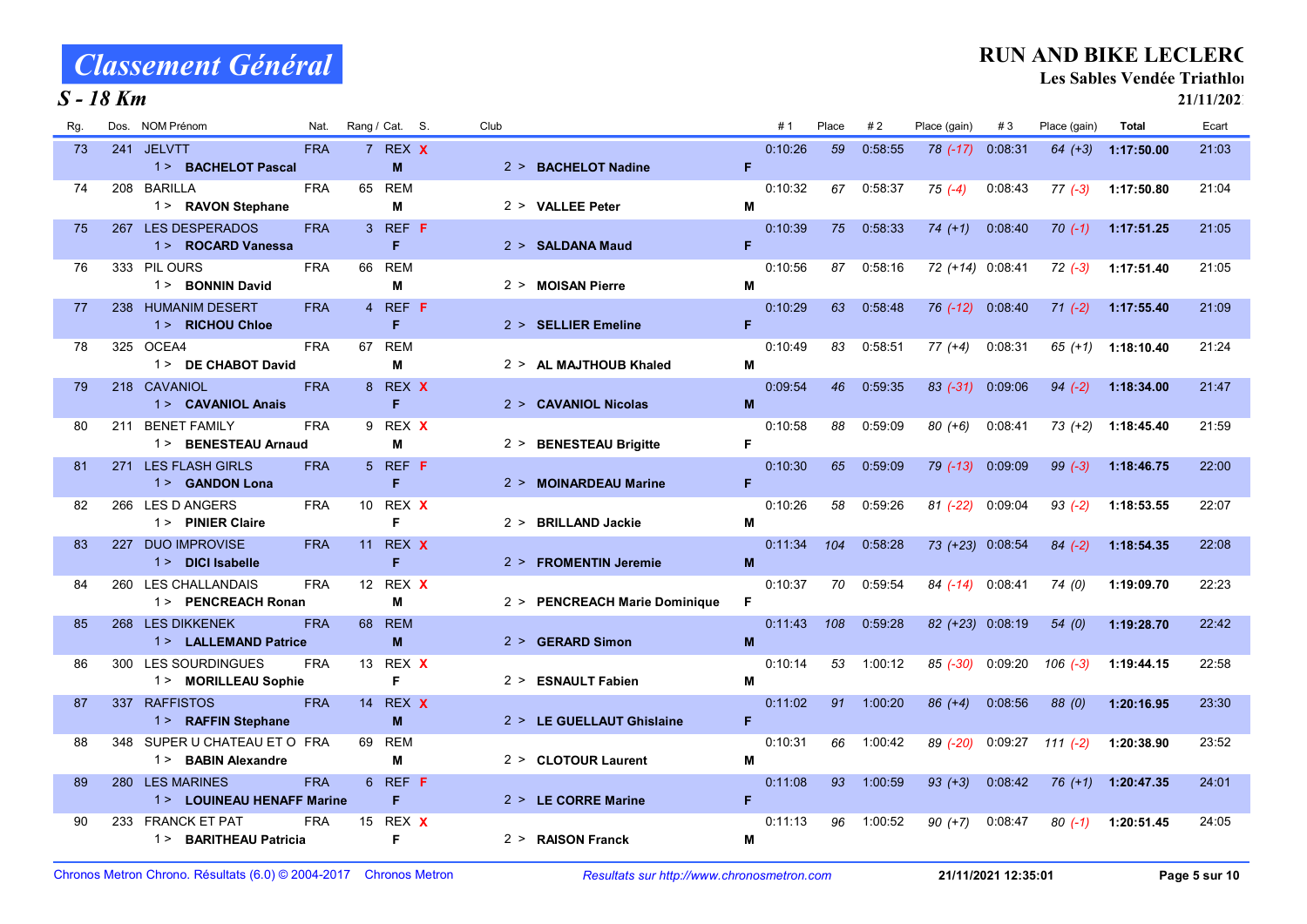# Classement Général

## S - 18 Km

**RUN AND BIKE LECLERC**

**Les Sables Vendée Triathlon**

**21/11/2021**

| Rg. | Dos. | NOM Prénom | Nat. | Rang / Cat. | S. | Club | | # 1 | Place | # 2 | Place (gain) | # 3 | Place (gain) | Total | Ecart |
|---|---|---|---|---|---|---|---|---|---|---|---|---|---|---|---|
| 73 | 241 | JELVTT | FRA | 7 REX | X | | | 0:10:26 | 59 | 0:58:55 | 78 (-17) | 0:08:31 | 64 (+3) | **1:17:50.00** | 21:03 |
| | | 1 > **BACHELOT Pascal** | | M | | 2 > **BACHELOT Nadine** | F | | | | | | | | |
| 74 | 208 | BARILLA | FRA | 65 REM | | | | 0:10:32 | 67 | 0:58:37 | 75 (-4) | 0:08:43 | 77 (-3) | **1:17:50.80** | 21:04 |
| | | 1 > **RAVON Stephane** | | M | | 2 > **VALLEE Peter** | M | | | | | | | | |
| 75 | 267 | LES DESPERADOS | FRA | 3 REF | F | | | 0:10:39 | 75 | 0:58:33 | 74 (+1) | 0:08:40 | 70 (-1) | **1:17:51.25** | 21:05 |
| | | 1 > **ROCARD Vanessa** | | F | | 2 > **SALDANA Maud** | F | | | | | | | | |
| 76 | 333 | PIL OURS | FRA | 66 REM | | | | 0:10:56 | 87 | 0:58:16 | 72 (+14) | 0:08:41 | 72 (-3) | **1:17:51.40** | 21:05 |
| | | 1 > **BONNIN David** | | M | | 2 > **MOISAN Pierre** | M | | | | | | | | |
| 77 | 238 | HUMANIM DESERT | FRA | 4 REF | F | | | 0:10:29 | 63 | 0:58:48 | 76 (-12) | 0:08:40 | 71 (-2) | **1:17:55.40** | 21:09 |
| | | 1 > **RICHOU Chloe** | | F | | 2 > **SELLIER Emeline** | F | | | | | | | | |
| 78 | 325 | OCEA4 | FRA | 67 REM | | | | 0:10:49 | 83 | 0:58:51 | 77 (+4) | 0:08:31 | 65 (+1) | **1:18:10.40** | 21:24 |
| | | 1 > **DE CHABOT David** | | M | | 2 > **AL MAJTHOUB Khaled** | M | | | | | | | | |
| 79 | 218 | CAVANIOL | FRA | 8 REX | X | | | 0:09:54 | 46 | 0:59:35 | 83 (-31) | 0:09:06 | 94 (-2) | **1:18:34.00** | 21:47 |
| | | 1 > **CAVANIOL Anais** | | F | | 2 > **CAVANIOL Nicolas** | M | | | | | | | | |
| 80 | 211 | BENET FAMILY | FRA | 9 REX | X | | | 0:10:58 | 88 | 0:59:09 | 80 (+6) | 0:08:41 | 73 (+2) | **1:18:45.40** | 21:59 |
| | | 1 > **BENESTEAU Arnaud** | | M | | 2 > **BENESTEAU Brigitte** | F | | | | | | | | |
| 81 | 271 | LES FLASH GIRLS | FRA | 5 REF | F | | | 0:10:30 | 65 | 0:59:09 | 79 (-13) | 0:09:09 | 99 (-3) | **1:18:46.75** | 22:00 |
| | | 1 > **GANDON Lona** | | F | | 2 > **MOINARDEAU Marine** | F | | | | | | | | |
| 82 | 266 | LES D ANGERS | FRA | 10 REX | X | | | 0:10:26 | 58 | 0:59:26 | 81 (-22) | 0:09:04 | 93 (-2) | **1:18:53.55** | 22:07 |
| | | 1 > **PINIER Claire** | | F | | 2 > **BRILLAND Jackie** | M | | | | | | | | |
| 83 | 227 | DUO IMPROVISE | FRA | 11 REX | X | | | 0:11:34 | 104 | 0:58:28 | 73 (+23) | 0:08:54 | 84 (-2) | **1:18:54.35** | 22:08 |
| | | 1 > **DICI Isabelle** | | F | | 2 > **FROMENTIN Jeremie** | M | | | | | | | | |
| 84 | 260 | LES CHALLANDAIS | FRA | 12 REX | X | | | 0:10:37 | 70 | 0:59:54 | 84 (-14) | 0:08:41 | 74 (0) | **1:19:09.70** | 22:23 |
| | | 1 > **PENCREACH Ronan** | | M | | 2 > **PENCREACH Marie Dominique** | F | | | | | | | | |
| 85 | 268 | LES DIKKENEK | FRA | 68 REM | | | | 0:11:43 | 108 | 0:59:28 | 82 (+23) | 0:08:19 | 54 (0) | **1:19:28.70** | 22:42 |
| | | 1 > **LALLEMAND Patrice** | | M | | 2 > **GERARD Simon** | M | | | | | | | | |
| 86 | 300 | LES SOURDINGUES | FRA | 13 REX | X | | | 0:10:14 | 53 | 1:00:12 | 85 (-30) | 0:09:20 | 106 (-3) | **1:19:44.15** | 22:58 |
| | | 1 > **MORILLEAU Sophie** | | F | | 2 > **ESNAULT Fabien** | M | | | | | | | | |
| 87 | 337 | RAFFISTOS | FRA | 14 REX | X | | | 0:11:02 | 91 | 1:00:20 | 86 (+4) | 0:08:56 | 88 (0) | **1:20:16.95** | 23:30 |
| | | 1 > **RAFFIN Stephane** | | M | | 2 > **LE GUELLAUT Ghislaine** | F | | | | | | | | |
| 88 | 348 | SUPER U CHATEAU ET O | FRA | 69 REM | | | | 0:10:31 | 66 | 1:00:42 | 89 (-20) | 0:09:27 | 111 (-2) | **1:20:38.90** | 23:52 |
| | | 1 > **BABIN Alexandre** | | M | | 2 > **CLOTOUR Laurent** | M | | | | | | | | |
| 89 | 280 | LES MARINES | FRA | 6 REF | F | | | 0:11:08 | 93 | 1:00:59 | 93 (+3) | 0:08:42 | 76 (+1) | **1:20:47.35** | 24:01 |
| | | 1 > **LOUINEAU HENAFF Marine** | | F | | 2 > **LE CORRE Marine** | F | | | | | | | | |
| 90 | 233 | FRANCK ET PAT | FRA | 15 REX | X | | | 0:11:13 | 96 | 1:00:52 | 90 (+7) | 0:08:47 | 80 (-1) | **1:20:51.45** | 24:05 |
| | | 1 > **BARITHEAU Patricia** | | F | | 2 > **RAISON Franck** | M | | | | | | | | |

Chronos Metron Chrono. Résultats (6.0) © 2004-2017 Chronos Metron — *Resultats sur http://www.chronosmetron.com* — **21/11/2021 12:35:01**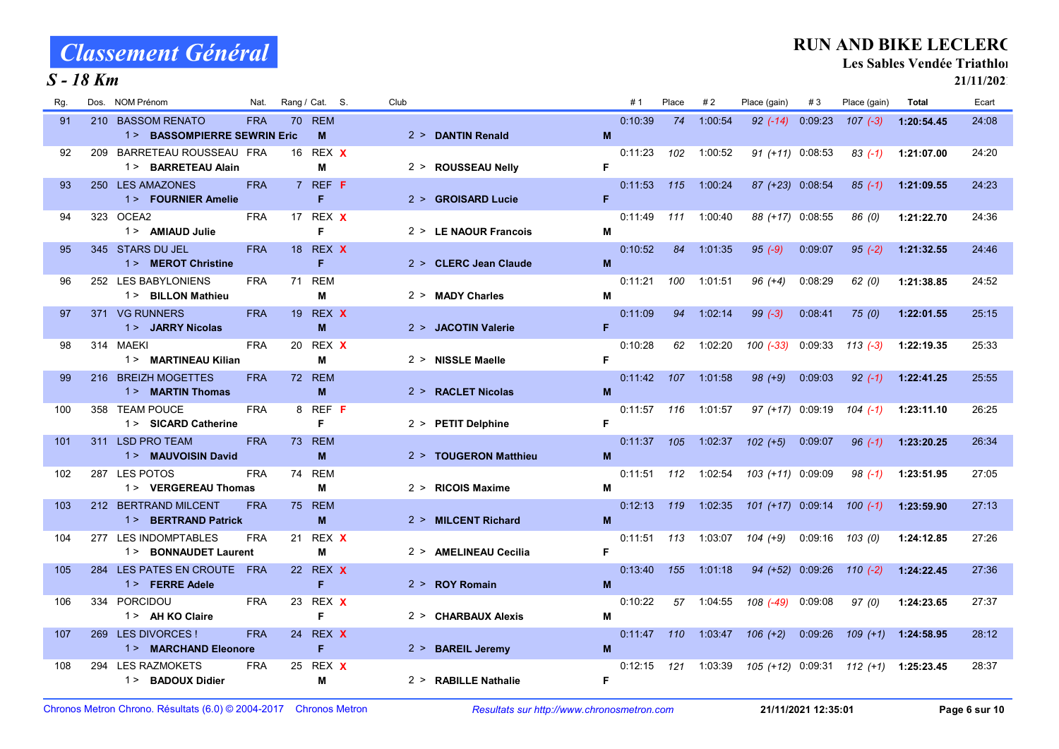# Classement Général

## S - 18 Km

**RUN AND BIKE LECLERC**
**Les Sables Vendée Triathlon**
**21/11/2021**

| Rg. | Dos. | NOM Prénom | Nat. | Rang / Cat. | S. | Club | | #1 | Place | #2 | Place (gain) | #3 | Place (gain) | Total | Ecart |
|---|---|---|---|---|---|---|---|---|---|---|---|---|---|---|---|
| 91 | 210 | BASSOM RENATO | FRA | 70 REM | | | | 0:10:39 | 74 | 1:00:54 | 92 (-14) | 0:09:23 | 107 (-3) | 1:20:54.45 | 24:08 |
| | | 1 > **BASSOMPIERRE SEWRIN Eric** | | M | | 2 > **DANTIN Renald** | M | | | | | | | | |
| 92 | 209 | BARRETEAU ROUSSEAU | FRA | 16 REX | X | | | 0:11:23 | 102 | 1:00:52 | 91 (+11) | 0:08:53 | 83 (-1) | 1:21:07.00 | 24:20 |
| | | 1 > **BARRETEAU Alain** | | M | | 2 > **ROUSSEAU Nelly** | F | | | | | | | | |
| 93 | 250 | LES AMAZONES | FRA | 7 REF | F | | | 0:11:53 | 115 | 1:00:24 | 87 (+23) | 0:08:54 | 85 (-1) | 1:21:09.55 | 24:23 |
| | | 1 > **FOURNIER Amelie** | | F | | 2 > **GROISARD Lucie** | F | | | | | | | | |
| 94 | 323 | OCEA2 | FRA | 17 REX | X | | | 0:11:49 | 111 | 1:00:40 | 88 (+17) | 0:08:55 | 86 (0) | 1:21:22.70 | 24:36 |
| | | 1 > **AMIAUD Julie** | | F | | 2 > **LE NAOUR Francois** | M | | | | | | | | |
| 95 | 345 | STARS DU JEL | FRA | 18 REX | X | | | 0:10:52 | 84 | 1:01:35 | 95 (-9) | 0:09:07 | 95 (-2) | 1:21:32.55 | 24:46 |
| | | 1 > **MEROT Christine** | | F | | 2 > **CLERC Jean Claude** | M | | | | | | | | |
| 96 | 252 | LES BABYLONIENS | FRA | 71 REM | | | | 0:11:21 | 100 | 1:01:51 | 96 (+4) | 0:08:29 | 62 (0) | 1:21:38.85 | 24:52 |
| | | 1 > **BILLON Mathieu** | | M | | 2 > **MADY Charles** | M | | | | | | | | |
| 97 | 371 | VG RUNNERS | FRA | 19 REX | X | | | 0:11:09 | 94 | 1:02:14 | 99 (-3) | 0:08:41 | 75 (0) | 1:22:01.55 | 25:15 |
| | | 1 > **JARRY Nicolas** | | M | | 2 > **JACOTIN Valerie** | F | | | | | | | | |
| 98 | 314 | MAEKI | FRA | 20 REX | X | | | 0:10:28 | 62 | 1:02:20 | 100 (-33) | 0:09:33 | 113 (-3) | 1:22:19.35 | 25:33 |
| | | 1 > **MARTINEAU Kilian** | | M | | 2 > **NISSLE Maelle** | F | | | | | | | | |
| 99 | 216 | BREIZH MOGETTES | FRA | 72 REM | | | | 0:11:42 | 107 | 1:01:58 | 98 (+9) | 0:09:03 | 92 (-1) | 1:22:41.25 | 25:55 |
| | | 1 > **MARTIN Thomas** | | M | | 2 > **RACLET Nicolas** | M | | | | | | | | |
| 100 | 358 | TEAM POUCE | FRA | 8 REF | F | | | 0:11:57 | 116 | 1:01:57 | 97 (+17) | 0:09:19 | 104 (-1) | 1:23:11.10 | 26:25 |
| | | 1 > **SICARD Catherine** | | F | | 2 > **PETIT Delphine** | F | | | | | | | | |
| 101 | 311 | LSD PRO TEAM | FRA | 73 REM | | | | 0:11:37 | 105 | 1:02:37 | 102 (+5) | 0:09:07 | 96 (-1) | 1:23:20.25 | 26:34 |
| | | 1 > **MAUVOISIN David** | | M | | 2 > **TOUGERON Matthieu** | M | | | | | | | | |
| 102 | 287 | LES POTOS | FRA | 74 REM | | | | 0:11:51 | 112 | 1:02:54 | 103 (+11) | 0:09:09 | 98 (-1) | 1:23:51.95 | 27:05 |
| | | 1 > **VERGEREAU Thomas** | | M | | 2 > **RICOIS Maxime** | M | | | | | | | | |
| 103 | 212 | BERTRAND MILCENT | FRA | 75 REM | | | | 0:12:13 | 119 | 1:02:35 | 101 (+17) | 0:09:14 | 100 (-1) | 1:23:59.90 | 27:13 |
| | | 1 > **BERTRAND Patrick** | | M | | 2 > **MILCENT Richard** | M | | | | | | | | |
| 104 | 277 | LES INDOMPTABLES | FRA | 21 REX | X | | | 0:11:51 | 113 | 1:03:07 | 104 (+9) | 0:09:16 | 103 (0) | 1:24:12.85 | 27:26 |
| | | 1 > **BONNAUDET Laurent** | | M | | 2 > **AMELINEAU Cecilia** | F | | | | | | | | |
| 105 | 284 | LES PATES EN CROUTE | FRA | 22 REX | X | | | 0:13:40 | 155 | 1:01:18 | 94 (+52) | 0:09:26 | 110 (-2) | 1:24:22.45 | 27:36 |
| | | 1 > **FERRE Adele** | | F | | 2 > **ROY Romain** | M | | | | | | | | |
| 106 | 334 | PORCIDOU | FRA | 23 REX | X | | | 0:10:22 | 57 | 1:04:55 | 108 (-49) | 0:09:08 | 97 (0) | 1:24:23.65 | 27:37 |
| | | 1 > **AH KO Claire** | | F | | 2 > **CHARBAUX Alexis** | M | | | | | | | | |
| 107 | 269 | LES DIVORCES ! | FRA | 24 REX | X | | | 0:11:47 | 110 | 1:03:47 | 106 (+2) | 0:09:26 | 109 (+1) | 1:24:58.95 | 28:12 |
| | | 1 > **MARCHAND Eleonore** | | F | | 2 > **BAREIL Jeremy** | M | | | | | | | | |
| 108 | 294 | LES RAZMOKETS | FRA | 25 REX | X | | | 0:12:15 | 121 | 1:03:39 | 105 (+12) | 0:09:31 | 112 (+1) | 1:25:23.45 | 28:37 |
| | | 1 > **BADOUX Didier** | | M | | 2 > **RABILLE Nathalie** | F | | | | | | | | |

Chronos Metron Chrono. Résultats (6.0) © 2004-2017 Chronos Metron — *Resultats sur http://www.chronosmetron.com* — **21/11/2021 12:35:01**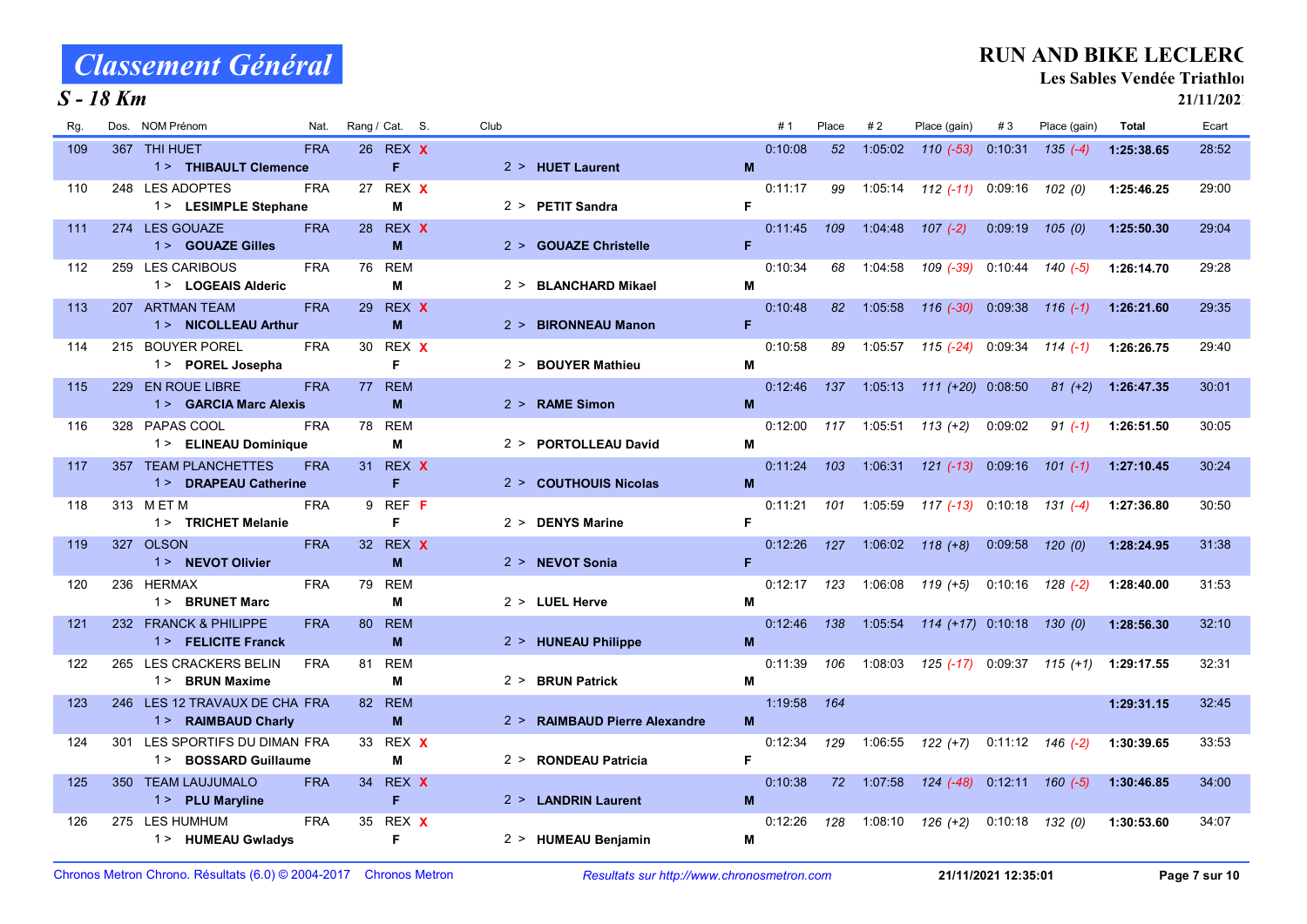# Classement Général

## S - 18 Km

**RUN AND BIKE LECLERC**
**Les Sables Vendée Triathlon**
**21/11/2021**

| Rg. | Dos. | NOM Prénom | Nat. | Rang / Cat. | S. | Club | | #1 | Place | #2 | Place (gain) | #3 | Place (gain) | Total | Ecart |
|---|---|---|---|---|---|---|---|---|---|---|---|---|---|---|---|
| 109 | 367 | THI HUET<br>1 > **THIBAULT Clemence** | FRA | 26 REX<br>F | X | 2 > **HUET Laurent** | M | 0:10:08 | 52 | 1:05:02 | 110 (-53) | 0:10:31 | 135 (-4) | **1:25:38.65** | 28:52 |
| 110 | 248 | LES ADOPTES<br>1 > **LESIMPLE Stephane** | FRA | 27 REX<br>M | X | 2 > **PETIT Sandra** | F | 0:11:17 | 99 | 1:05:14 | 112 (-11) | 0:09:16 | 102 (0) | **1:25:46.25** | 29:00 |
| 111 | 274 | LES GOUAZE<br>1 > **GOUAZE Gilles** | FRA | 28 REX<br>M | X | 2 > **GOUAZE Christelle** | F | 0:11:45 | 109 | 1:04:48 | 107 (-2) | 0:09:19 | 105 (0) | **1:25:50.30** | 29:04 |
| 112 | 259 | LES CARIBOUS<br>1 > **LOGEAIS Alderic** | FRA | 76 REM<br>M | | 2 > **BLANCHARD Mikael** | M | 0:10:34 | 68 | 1:04:58 | 109 (-39) | 0:10:44 | 140 (-5) | **1:26:14.70** | 29:28 |
| 113 | 207 | ARTMAN TEAM<br>1 > **NICOLLEAU Arthur** | FRA | 29 REX<br>M | X | 2 > **BIRONNEAU Manon** | F | 0:10:48 | 82 | 1:05:58 | 116 (-30) | 0:09:38 | 116 (-1) | **1:26:21.60** | 29:35 |
| 114 | 215 | BOUYER POREL<br>1 > **POREL Josepha** | FRA | 30 REX<br>F | X | 2 > **BOUYER Mathieu** | M | 0:10:58 | 89 | 1:05:57 | 115 (-24) | 0:09:34 | 114 (-1) | **1:26:26.75** | 29:40 |
| 115 | 229 | EN ROUE LIBRE<br>1 > **GARCIA Marc Alexis** | FRA | 77 REM<br>M | | 2 > **RAME Simon** | M | 0:12:46 | 137 | 1:05:13 | 111 (+20) | 0:08:50 | 81 (+2) | **1:26:47.35** | 30:01 |
| 116 | 328 | PAPAS COOL<br>1 > **ELINEAU Dominique** | FRA | 78 REM<br>M | | 2 > **PORTOLLEAU David** | M | 0:12:00 | 117 | 1:05:51 | 113 (+2) | 0:09:02 | 91 (-1) | **1:26:51.50** | 30:05 |
| 117 | 357 | TEAM PLANCHETTES<br>1 > **DRAPEAU Catherine** | FRA | 31 REX<br>F | X | 2 > **COUTHOUIS Nicolas** | M | 0:11:24 | 103 | 1:06:31 | 121 (-13) | 0:09:16 | 101 (-1) | **1:27:10.45** | 30:24 |
| 118 | 313 | M ET M<br>1 > **TRICHET Melanie** | FRA | 9 REF<br>F | F | 2 > **DENYS Marine** | F | 0:11:21 | 101 | 1:05:59 | 117 (-13) | 0:10:18 | 131 (-4) | **1:27:36.80** | 30:50 |
| 119 | 327 | OLSON<br>1 > **NEVOT Olivier** | FRA | 32 REX<br>M | X | 2 > **NEVOT Sonia** | F | 0:12:26 | 127 | 1:06:02 | 118 (+8) | 0:09:58 | 120 (0) | **1:28:24.95** | 31:38 |
| 120 | 236 | HERMAX<br>1 > **BRUNET Marc** | FRA | 79 REM<br>M | | 2 > **LUEL Herve** | M | 0:12:17 | 123 | 1:06:08 | 119 (+5) | 0:10:16 | 128 (-2) | **1:28:40.00** | 31:53 |
| 121 | 232 | FRANCK & PHILIPPE<br>1 > **FELICITE Franck** | FRA | 80 REM<br>M | | 2 > **HUNEAU Philippe** | M | 0:12:46 | 138 | 1:05:54 | 114 (+17) | 0:10:18 | 130 (0) | **1:28:56.30** | 32:10 |
| 122 | 265 | LES CRACKERS BELIN<br>1 > **BRUN Maxime** | FRA | 81 REM<br>M | | 2 > **BRUN Patrick** | M | 0:11:39 | 106 | 1:08:03 | 125 (-17) | 0:09:37 | 115 (+1) | **1:29:17.55** | 32:31 |
| 123 | 246 | LES 12 TRAVAUX DE CHA<br>1 > **RAIMBAUD Charly** | FRA | 82 REM<br>M | | 2 > **RAIMBAUD Pierre Alexandre** | M | 1:19:58 | 164 | | | | | **1:29:31.15** | 32:45 |
| 124 | 301 | LES SPORTIFS DU DIMAN<br>1 > **BOSSARD Guillaume** | FRA | 33 REX<br>M | X | 2 > **RONDEAU Patricia** | F | 0:12:34 | 129 | 1:06:55 | 122 (+7) | 0:11:12 | 146 (-2) | **1:30:39.65** | 33:53 |
| 125 | 350 | TEAM LAUJUMALO<br>1 > **PLU Maryline** | FRA | 34 REX<br>F | X | 2 > **LANDRIN Laurent** | M | 0:10:38 | 72 | 1:07:58 | 124 (-48) | 0:12:11 | 160 (-5) | **1:30:46.85** | 34:00 |
| 126 | 275 | LES HUMHUM<br>1 > **HUMEAU Gwladys** | FRA | 35 REX<br>F | X | 2 > **HUMEAU Benjamin** | M | 0:12:26 | 128 | 1:08:10 | 126 (+2) | 0:10:18 | 132 (0) | **1:30:53.60** | 34:07 |

Chronos Metron Chrono. Résultats (6.0) © 2004-2017 Chronos Metron — *Resultats sur http://www.chronosmetron.com* — 21/11/2021 12:35:01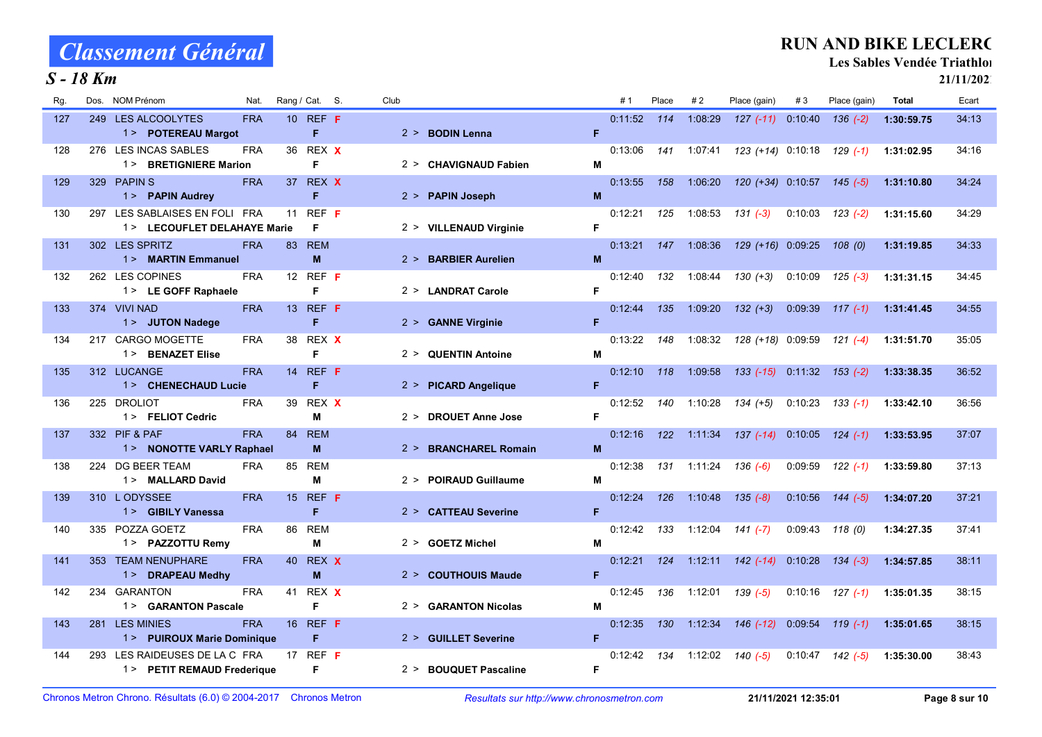# Classement Général

## S - 18 Km

**RUN AND BIKE LECLERC**
**Les Sables Vendée Triathlon**
**21/11/2021**

| Rg. | Dos. | NOM Prénom | Nat. | Rang / Cat. | S. | Club | | #1 | Place | #2 | Place (gain) | #3 | Place (gain) | Total | Ecart |
|---|---|---|---|---|---|---|---|---|---|---|---|---|---|---|---|
| 127 | 249 | LES ALCOOLYTES | FRA | 10 REF | F | | | 0:11:52 | 114 | 1:08:29 | 127 (-11) | 0:10:40 | 136 (-2) | **1:30:59.75** | 34:13 |
| | | 1 > **POTEREAU Margot** | | F | | 2 > **BODIN Lenna** | F | | | | | | | | |
| 128 | 276 | LES INCAS SABLES | FRA | 36 REX | X | | | 0:13:06 | 141 | 1:07:41 | 123 (+14) | 0:10:18 | 129 (-1) | **1:31:02.95** | 34:16 |
| | | 1 > **BRETIGNIERE Marion** | | F | | 2 > **CHAVIGNAUD Fabien** | M | | | | | | | | |
| 129 | 329 | PAPIN S | FRA | 37 REX | X | | | 0:13:55 | 158 | 1:06:20 | 120 (+34) | 0:10:57 | 145 (-5) | **1:31:10.80** | 34:24 |
| | | 1 > **PAPIN Audrey** | | F | | 2 > **PAPIN Joseph** | M | | | | | | | | |
| 130 | 297 | LES SABLAISES EN FOLI | FRA | 11 REF | F | | | 0:12:21 | 125 | 1:08:53 | 131 (-3) | 0:10:03 | 123 (-2) | **1:31:15.60** | 34:29 |
| | | 1 > **LECOUFLET DELAHAYE Marie** | | F | | 2 > **VILLENAUD Virginie** | F | | | | | | | | |
| 131 | 302 | LES SPRITZ | FRA | 83 REM | | | | 0:13:21 | 147 | 1:08:36 | 129 (+16) | 0:09:25 | 108 (0) | **1:31:19.85** | 34:33 |
| | | 1 > **MARTIN Emmanuel** | | M | | 2 > **BARBIER Aurelien** | M | | | | | | | | |
| 132 | 262 | LES COPINES | FRA | 12 REF | F | | | 0:12:40 | 132 | 1:08:44 | 130 (+3) | 0:10:09 | 125 (-3) | **1:31:31.15** | 34:45 |
| | | 1 > **LE GOFF Raphaele** | | F | | 2 > **LANDRAT Carole** | F | | | | | | | | |
| 133 | 374 | VIVI NAD | FRA | 13 REF | F | | | 0:12:44 | 135 | 1:09:20 | 132 (+3) | 0:09:39 | 117 (-1) | **1:31:41.45** | 34:55 |
| | | 1 > **JUTON Nadege** | | F | | 2 > **GANNE Virginie** | F | | | | | | | | |
| 134 | 217 | CARGO MOGETTE | FRA | 38 REX | X | | | 0:13:22 | 148 | 1:08:32 | 128 (+18) | 0:09:59 | 121 (-4) | **1:31:51.70** | 35:05 |
| | | 1 > **BENAZET Elise** | | F | | 2 > **QUENTIN Antoine** | M | | | | | | | | |
| 135 | 312 | LUCANGE | FRA | 14 REF | F | | | 0:12:10 | 118 | 1:09:58 | 133 (-15) | 0:11:32 | 153 (-2) | **1:33:38.35** | 36:52 |
| | | 1 > **CHENECHAUD Lucie** | | F | | 2 > **PICARD Angelique** | F | | | | | | | | |
| 136 | 225 | DROLIOT | FRA | 39 REX | X | | | 0:12:52 | 140 | 1:10:28 | 134 (+5) | 0:10:23 | 133 (-1) | **1:33:42.10** | 36:56 |
| | | 1 > **FELIOT Cedric** | | M | | 2 > **DROUET Anne Jose** | F | | | | | | | | |
| 137 | 332 | PIF & PAF | FRA | 84 REM | | | | 0:12:16 | 122 | 1:11:34 | 137 (-14) | 0:10:05 | 124 (-1) | **1:33:53.95** | 37:07 |
| | | 1 > **NONOTTE VARLY Raphael** | | M | | 2 > **BRANCHAREL Romain** | M | | | | | | | | |
| 138 | 224 | DG BEER TEAM | FRA | 85 REM | | | | 0:12:38 | 131 | 1:11:24 | 136 (-6) | 0:09:59 | 122 (-1) | **1:33:59.80** | 37:13 |
| | | 1 > **MALLARD David** | | M | | 2 > **POIRAUD Guillaume** | M | | | | | | | | |
| 139 | 310 | L ODYSSEE | FRA | 15 REF | F | | | 0:12:24 | 126 | 1:10:48 | 135 (-8) | 0:10:56 | 144 (-5) | **1:34:07.20** | 37:21 |
| | | 1 > **GIBILY Vanessa** | | F | | 2 > **CATTEAU Severine** | F | | | | | | | | |
| 140 | 335 | POZZA GOETZ | FRA | 86 REM | | | | 0:12:42 | 133 | 1:12:04 | 141 (-7) | 0:09:43 | 118 (0) | **1:34:27.35** | 37:41 |
| | | 1 > **PAZZOTTU Remy** | | M | | 2 > **GOETZ Michel** | M | | | | | | | | |
| 141 | 353 | TEAM NENUPHARE | FRA | 40 REX | X | | | 0:12:21 | 124 | 1:12:11 | 142 (-14) | 0:10:28 | 134 (-3) | **1:34:57.85** | 38:11 |
| | | 1 > **DRAPEAU Medhy** | | M | | 2 > **COUTHOUIS Maude** | F | | | | | | | | |
| 142 | 234 | GARANTON | FRA | 41 REX | X | | | 0:12:45 | 136 | 1:12:01 | 139 (-5) | 0:10:16 | 127 (-1) | **1:35:01.35** | 38:15 |
| | | 1 > **GARANTON Pascale** | | F | | 2 > **GARANTON Nicolas** | M | | | | | | | | |
| 143 | 281 | LES MINIES | FRA | 16 REF | F | | | 0:12:35 | 130 | 1:12:34 | 146 (-12) | 0:09:54 | 119 (-1) | **1:35:01.65** | 38:15 |
| | | 1 > **PUIROUX Marie Dominique** | | F | | 2 > **GUILLET Severine** | F | | | | | | | | |
| 144 | 293 | LES RAIDEUSES DE LA C | FRA | 17 REF | F | | | 0:12:42 | 134 | 1:12:02 | 140 (-5) | 0:10:47 | 142 (-5) | **1:35:30.00** | 38:43 |
| | | 1 > **PETIT REMAUD Frederique** | | F | | 2 > **BOUQUET Pascaline** | F | | | | | | | | |

Chronos Metron Chrono. Résultats (6.0) © 2004-2017 Chronos Metron — *Resultats sur http://www.chronosmetron.com* — **21/11/2021 12:35:01**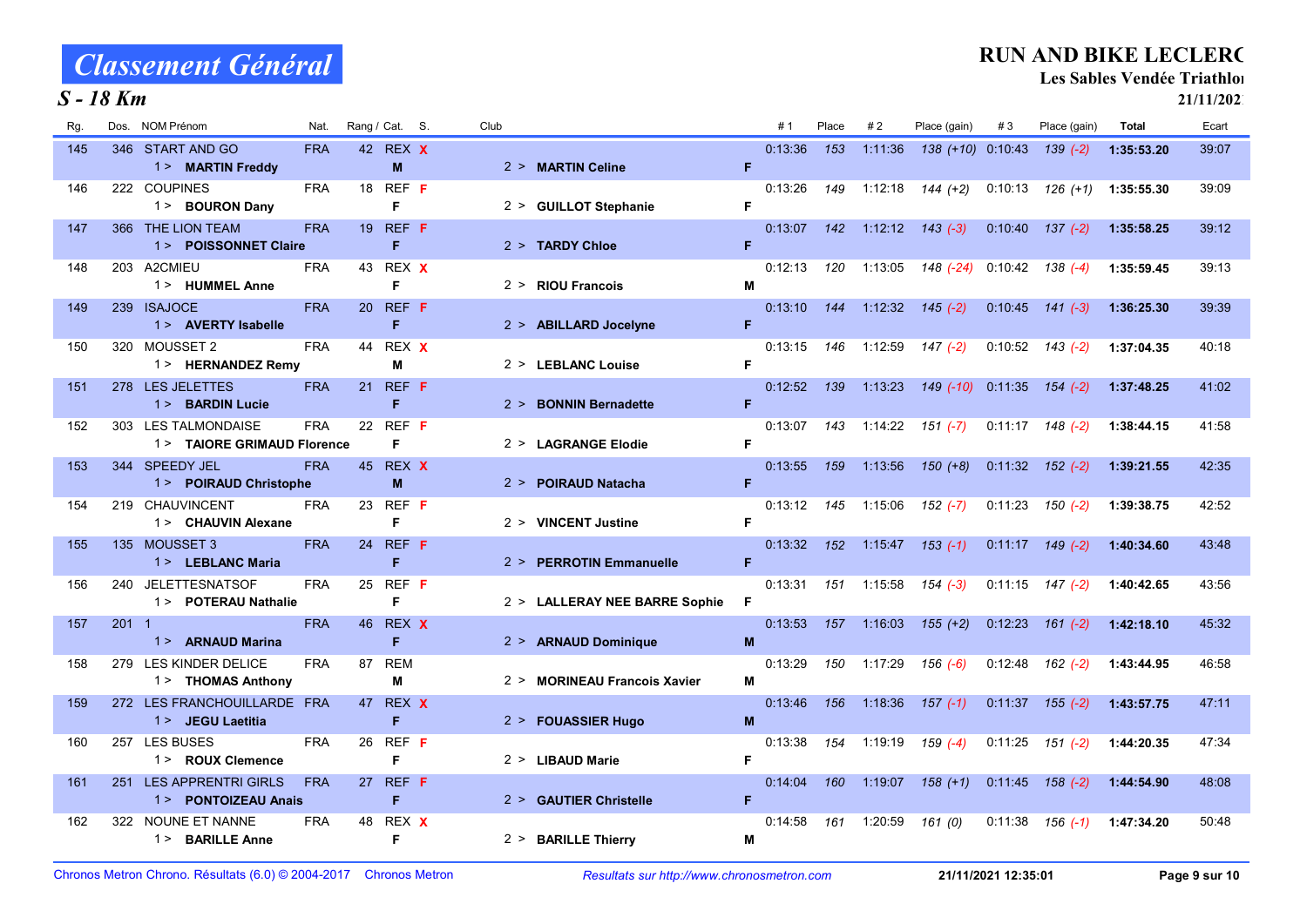# Classement Général

## S - 18 Km

**RUN AND BIKE LECLERC**
**Les Sables Vendée Triathlon**
**21/11/2021**

| Rg. | Dos. | NOM Prénom | Nat. | Rang / Cat. | S. | Club | | #1 | Place | #2 | Place (gain) | #3 | Place (gain) | Total | Ecart |
|---|---|---|---|---|---|---|---|---|---|---|---|---|---|---|---|
| 145 | 346 | START AND GO | FRA | 42 REX | X | | | 0:13:36 | 153 | 1:11:36 | 138 (+10) | 0:10:43 | 139 (-2) | **1:35:53.20** | 39:07 |
| | | 1 > **MARTIN Freddy** | | **M** | | 2 > **MARTIN Celine** | **F** | | | | | | | | |
| 146 | 222 | COUPINES | FRA | 18 REF | F | | | 0:13:26 | 149 | 1:12:18 | 144 (+2) | 0:10:13 | 126 (+1) | **1:35:55.30** | 39:09 |
| | | 1 > **BOURON Dany** | | **F** | | 2 > **GUILLOT Stephanie** | **F** | | | | | | | | |
| 147 | 366 | THE LION TEAM | FRA | 19 REF | F | | | 0:13:07 | 142 | 1:12:12 | 143 (-3) | 0:10:40 | 137 (-2) | **1:35:58.25** | 39:12 |
| | | 1 > **POISSONNET Claire** | | **F** | | 2 > **TARDY Chloe** | **F** | | | | | | | | |
| 148 | 203 | A2CMIEU | FRA | 43 REX | X | | | 0:12:13 | 120 | 1:13:05 | 148 (-24) | 0:10:42 | 138 (-4) | **1:35:59.45** | 39:13 |
| | | 1 > **HUMMEL Anne** | | **F** | | 2 > **RIOU Francois** | **M** | | | | | | | | |
| 149 | 239 | ISAJOCE | FRA | 20 REF | F | | | 0:13:10 | 144 | 1:12:32 | 145 (-2) | 0:10:45 | 141 (-3) | **1:36:25.30** | 39:39 |
| | | 1 > **AVERTY Isabelle** | | **F** | | 2 > **ABILLARD Jocelyne** | **F** | | | | | | | | |
| 150 | 320 | MOUSSET 2 | FRA | 44 REX | X | | | 0:13:15 | 146 | 1:12:59 | 147 (-2) | 0:10:52 | 143 (-2) | **1:37:04.35** | 40:18 |
| | | 1 > **HERNANDEZ Remy** | | **M** | | 2 > **LEBLANC Louise** | **F** | | | | | | | | |
| 151 | 278 | LES JELETTES | FRA | 21 REF | F | | | 0:12:52 | 139 | 1:13:23 | 149 (-10) | 0:11:35 | 154 (-2) | **1:37:48.25** | 41:02 |
| | | 1 > **BARDIN Lucie** | | **F** | | 2 > **BONNIN Bernadette** | **F** | | | | | | | | |
| 152 | 303 | LES TALMONDAISE | FRA | 22 REF | F | | | 0:13:07 | 143 | 1:14:22 | 151 (-7) | 0:11:17 | 148 (-2) | **1:38:44.15** | 41:58 |
| | | 1 > **TAIORE GRIMAUD Florence** | | **F** | | 2 > **LAGRANGE Elodie** | **F** | | | | | | | | |
| 153 | 344 | SPEEDY JEL | FRA | 45 REX | X | | | 0:13:55 | 159 | 1:13:56 | 150 (+8) | 0:11:32 | 152 (-2) | **1:39:21.55** | 42:35 |
| | | 1 > **POIRAUD Christophe** | | **M** | | 2 > **POIRAUD Natacha** | **F** | | | | | | | | |
| 154 | 219 | CHAUVINCENT | FRA | 23 REF | F | | | 0:13:12 | 145 | 1:15:06 | 152 (-7) | 0:11:23 | 150 (-2) | **1:39:38.75** | 42:52 |
| | | 1 > **CHAUVIN Alexane** | | **F** | | 2 > **VINCENT Justine** | **F** | | | | | | | | |
| 155 | 135 | MOUSSET 3 | FRA | 24 REF | F | | | 0:13:32 | 152 | 1:15:47 | 153 (-1) | 0:11:17 | 149 (-2) | **1:40:34.60** | 43:48 |
| | | 1 > **LEBLANC Maria** | | **F** | | 2 > **PERROTIN Emmanuelle** | **F** | | | | | | | | |
| 156 | 240 | JELETTESNATSOF | FRA | 25 REF | F | | | 0:13:31 | 151 | 1:15:58 | 154 (-3) | 0:11:15 | 147 (-2) | **1:40:42.65** | 43:56 |
| | | 1 > **POTERAU Nathalie** | | **F** | | 2 > **LALLERAY NEE BARRE Sophie** | **F** | | | | | | | | |
| 157 | 201 | 1 | FRA | 46 REX | X | | | 0:13:53 | 157 | 1:16:03 | 155 (+2) | 0:12:23 | 161 (-2) | **1:42:18.10** | 45:32 |
| | | 1 > **ARNAUD Marina** | | **F** | | 2 > **ARNAUD Dominique** | **M** | | | | | | | | |
| 158 | 279 | LES KINDER DELICE | FRA | 87 REM | | | | 0:13:29 | 150 | 1:17:29 | 156 (-6) | 0:12:48 | 162 (-2) | **1:43:44.95** | 46:58 |
| | | 1 > **THOMAS Anthony** | | **M** | | 2 > **MORINEAU Francois Xavier** | **M** | | | | | | | | |
| 159 | 272 | LES FRANCHOUILLARDE | FRA | 47 REX | X | | | 0:13:46 | 156 | 1:18:36 | 157 (-1) | 0:11:37 | 155 (-2) | **1:43:57.75** | 47:11 |
| | | 1 > **JEGU Laetitia** | | **F** | | 2 > **FOUASSIER Hugo** | **M** | | | | | | | | |
| 160 | 257 | LES BUSES | FRA | 26 REF | F | | | 0:13:38 | 154 | 1:19:19 | 159 (-4) | 0:11:25 | 151 (-2) | **1:44:20.35** | 47:34 |
| | | 1 > **ROUX Clemence** | | **F** | | 2 > **LIBAUD Marie** | **F** | | | | | | | | |
| 161 | 251 | LES APPRENTRI GIRLS | FRA | 27 REF | F | | | 0:14:04 | 160 | 1:19:07 | 158 (+1) | 0:11:45 | 158 (-2) | **1:44:54.90** | 48:08 |
| | | 1 > **PONTOIZEAU Anais** | | **F** | | 2 > **GAUTIER Christelle** | **F** | | | | | | | | |
| 162 | 322 | NOUNE ET NANNE | FRA | 48 REX | X | | | 0:14:58 | 161 | 1:20:59 | 161 (0) | 0:11:38 | 156 (-1) | **1:47:34.20** | 50:48 |
| | | 1 > **BARILLE Anne** | | **F** | | 2 > **BARILLE Thierry** | **M** | | | | | | | | |

Chronos Metron Chrono. Résultats (6.0) © 2004-2017 Chronos Metron — *Resultats sur http://www.chronosmetron.com* — **21/11/2021 12:35:01**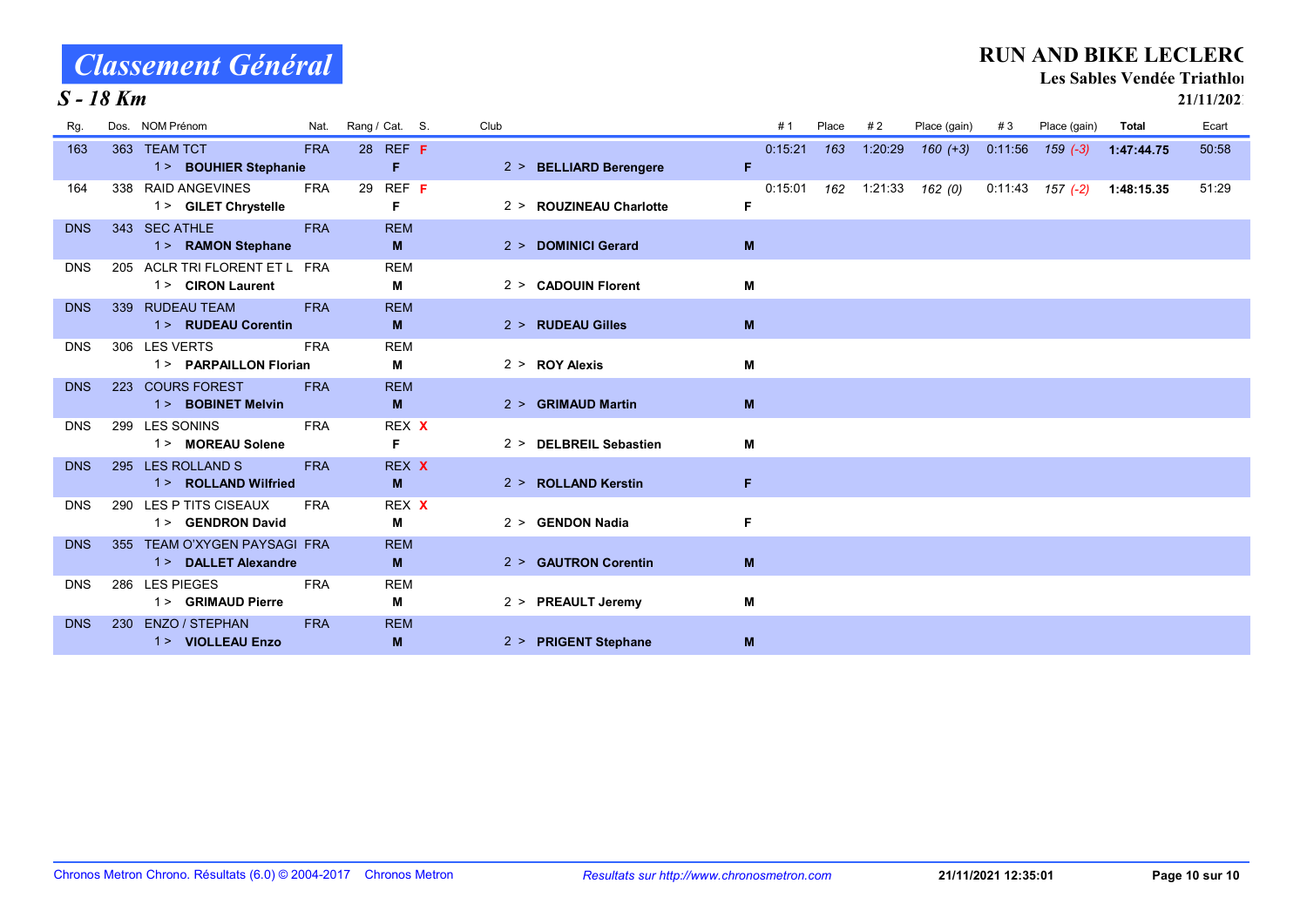# Classement Général

## S - 18 Km

**RUN AND BIKE LECLERC**
**Les Sables Vendée Triathlon**
**21/11/2021**

| Rg. | Dos. | NOM Prénom | Nat. | Rang / Cat. | S. | Club | | # 1 | Place | # 2 | Place (gain) | # 3 | Place (gain) | Total | Ecart |
|---|---|---|---|---|---|---|---|---|---|---|---|---|---|---|---|
| 163 | 363 | TEAM TCT<br>1 > **BOUHIER Stephanie** | FRA | 28 REF<br>F | F | 2 > **BELLIARD Berengere** | F | 0:15:21 | 163 | 1:20:29 | 160 (+3) | 0:11:56 | 159 (-3) | **1:47:44.75** | 50:58 |
| 164 | 338 | RAID ANGEVINES<br>1 > **GILET Chrystelle** | FRA | 29 REF<br>F | F | 2 > **ROUZINEAU Charlotte** | F | 0:15:01 | 162 | 1:21:33 | 162 (0) | 0:11:43 | 157 (-2) | **1:48:15.35** | 51:29 |
| DNS | 343 | SEC ATHLE<br>1 > **RAMON Stephane** | FRA | REM<br>M | | 2 > **DOMINICI Gerard** | M | | | | | | | | |
| DNS | 205 | ACLR TRI FLORENT ET L<br>1 > **CIRON Laurent** | FRA | REM<br>M | | 2 > **CADOUIN Florent** | M | | | | | | | | |
| DNS | 339 | RUDEAU TEAM<br>1 > **RUDEAU Corentin** | FRA | REM<br>M | | 2 > **RUDEAU Gilles** | M | | | | | | | | |
| DNS | 306 | LES VERTS<br>1 > **PARPAILLON Florian** | FRA | REM<br>M | | 2 > **ROY Alexis** | M | | | | | | | | |
| DNS | 223 | COURS FOREST<br>1 > **BOBINET Melvin** | FRA | REM<br>M | | 2 > **GRIMAUD Martin** | M | | | | | | | | |
| DNS | 299 | LES SONINS<br>1 > **MOREAU Solene** | FRA | REX<br>F | X | 2 > **DELBREIL Sebastien** | M | | | | | | | | |
| DNS | 295 | LES ROLLAND S<br>1 > **ROLLAND Wilfried** | FRA | REX<br>M | X | 2 > **ROLLAND Kerstin** | F | | | | | | | | |
| DNS | 290 | LES P TITS CISEAUX<br>1 > **GENDRON David** | FRA | REX<br>M | X | 2 > **GENDON Nadia** | F | | | | | | | | |
| DNS | 355 | TEAM O'XYGEN PAYSAGI<br>1 > **DALLET Alexandre** | FRA | REM<br>M | | 2 > **GAUTRON Corentin** | M | | | | | | | | |
| DNS | 286 | LES PIEGES<br>1 > **GRIMAUD Pierre** | FRA | REM<br>M | | 2 > **PREAULT Jeremy** | M | | | | | | | | |
| DNS | 230 | ENZO / STEPHAN<br>1 > **VIOLLEAU Enzo** | FRA | REM<br>M | | 2 > **PRIGENT Stephane** | M | | | | | | | | |

Chronos Metron Chrono. Résultats (6.0) © 2004-2017 Chronos Metron — *Resultats sur http://www.chronosmetron.com* — **21/11/2021 12:35:01**